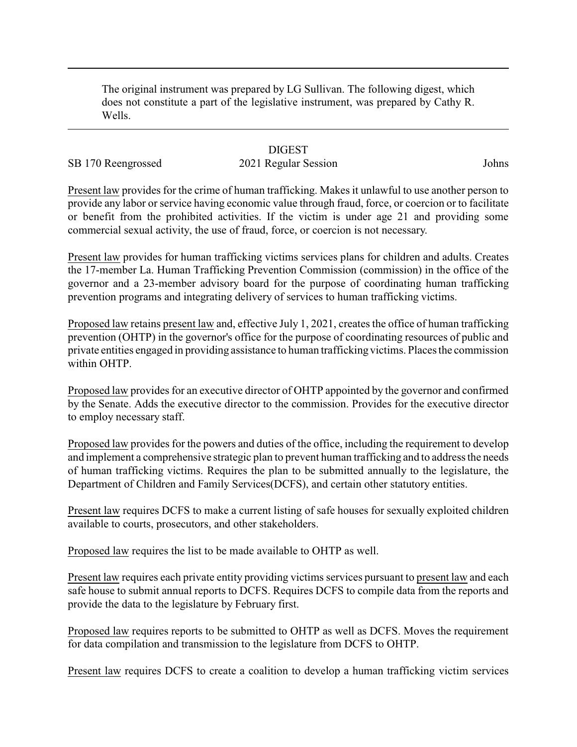The original instrument was prepared by LG Sullivan. The following digest, which does not constitute a part of the legislative instrument, was prepared by Cathy R. Wells.

## DIGEST

SB 170 Reengrossed — 2021 Regular Session — Johns

Present law provides for the crime of human trafficking. Makes it unlawful to use another person to provide any labor or service having economic value through fraud, force, or coercion or to facilitate or benefit from the prohibited activities. If the victim is under age 21 and providing some commercial sexual activity, the use of fraud, force, or coercion is not necessary.

Present law provides for human trafficking victims services plans for children and adults. Creates the 17-member La. Human Trafficking Prevention Commission (commission) in the office of the governor and a 23-member advisory board for the purpose of coordinating human trafficking prevention programs and integrating delivery of services to human trafficking victims.

Proposed law retains present law and, effective July 1, 2021, creates the office of human trafficking prevention (OHTP) in the governor's office for the purpose of coordinating resources of public and private entities engaged in providing assistance to human trafficking victims. Places the commission within OHTP.

Proposed law provides for an executive director of OHTP appointed by the governor and confirmed by the Senate. Adds the executive director to the commission. Provides for the executive director to employ necessary staff.

Proposed law provides for the powers and duties of the office, including the requirement to develop and implement a comprehensive strategic plan to prevent human trafficking and to address the needs of human trafficking victims. Requires the plan to be submitted annually to the legislature, the Department of Children and Family Services(DCFS), and certain other statutory entities.

Present law requires DCFS to make a current listing of safe houses for sexually exploited children available to courts, prosecutors, and other stakeholders.

Proposed law requires the list to be made available to OHTP as well.

Present law requires each private entity providing victims services pursuant to present law and each safe house to submit annual reports to DCFS. Requires DCFS to compile data from the reports and provide the data to the legislature by February first.

Proposed law requires reports to be submitted to OHTP as well as DCFS. Moves the requirement for data compilation and transmission to the legislature from DCFS to OHTP.

Present law requires DCFS to create a coalition to develop a human trafficking victim services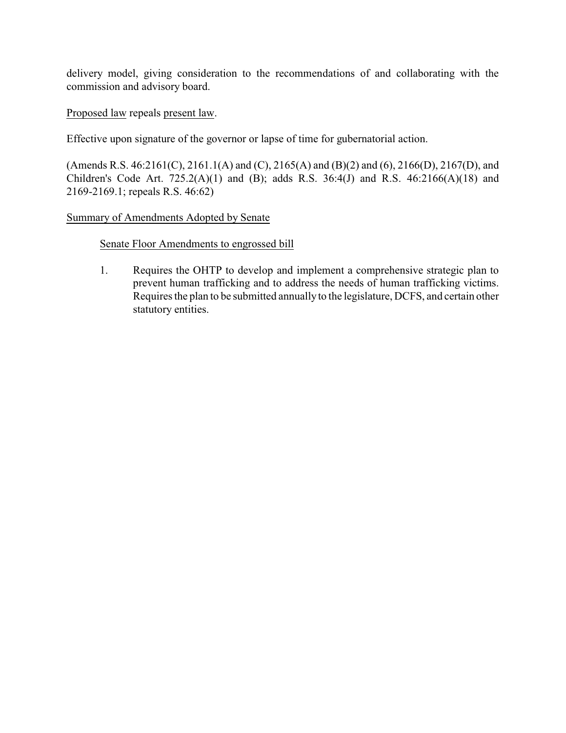delivery model, giving consideration to the recommendations of and collaborating with the commission and advisory board.

Proposed law repeals present law.

Effective upon signature of the governor or lapse of time for gubernatorial action.

(Amends R.S. 46:2161(C), 2161.1(A) and (C), 2165(A) and (B)(2) and (6), 2166(D), 2167(D), and Children's Code Art. 725.2(A)(1) and (B); adds R.S. 36:4(J) and R.S. 46:2166(A)(18) and 2169-2169.1; repeals R.S. 46:62)

Summary of Amendments Adopted by Senate

Senate Floor Amendments to engrossed bill

1. Requires the OHTP to develop and implement a comprehensive strategic plan to prevent human trafficking and to address the needs of human trafficking victims. Requires the plan to be submitted annually to the legislature, DCFS, and certain other statutory entities.